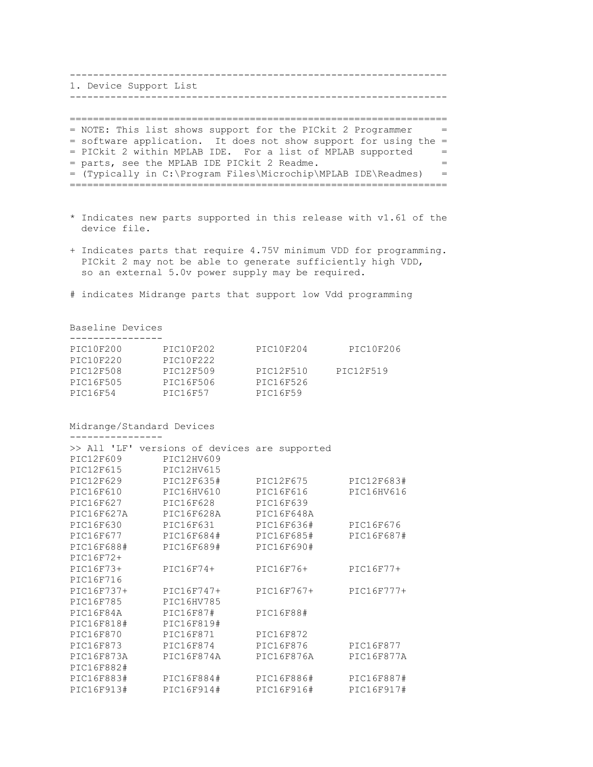## 1. Device Support List

> NOTE: This list shows support for the PICkit 2 Programmer software application. It does not show support for using the PICkit 2 within MPLAB IDE. For a list of MPLAB supported parts, see the MPLAB IDE PICkit 2 Readme. (Typically in C:\Program Files\Microchip\MPLAB IDE\Readmes)

* Indicates new parts supported in this release with v1.61 of the device file.

+ Indicates parts that require 4.75V minimum VDD for programming. PICkit 2 may not be able to generate sufficiently high VDD, so an external 5.0v power supply may be required.

# indicates Midrange parts that support low Vdd programming

### Baseline Devices

```
PIC10F200       PIC10F202       PIC10F204       PIC10F206
PIC10F220       PIC10F222
PIC12F508       PIC12F509       PIC12F510      PIC12F519
PIC16F505       PIC16F506       PIC16F526
PIC16F54        PIC16F57        PIC16F59
```

### Midrange/Standard Devices

```
>> All 'LF' versions of devices are supported
PIC12F609       PIC12HV609
PIC12F615       PIC12HV615
PIC12F629       PIC12F635#      PIC12F675       PIC12F683#
PIC16F610       PIC16HV610      PIC16F616       PIC16HV616
PIC16F627       PIC16F628       PIC16F639
PIC16F627A      PIC16F628A      PIC16F648A
PIC16F630       PIC16F631       PIC16F636#      PIC16F676
PIC16F677       PIC16F684#      PIC16F685#      PIC16F687#
PIC16F688#      PIC16F689#      PIC16F690#
PIC16F72+
PIC16F73+       PIC16F74+       PIC16F76+       PIC16F77+
PIC16F716
PIC16F737+      PIC16F747+      PIC16F767+      PIC16F777+
PIC16F785       PIC16HV785
PIC16F84A       PIC16F87#       PIC16F88#
PIC16F818#      PIC16F819#
PIC16F870       PIC16F871       PIC16F872
PIC16F873       PIC16F874       PIC16F876       PIC16F877
PIC16F873A      PIC16F874A      PIC16F876A      PIC16F877A
PIC16F882#
PIC16F883#      PIC16F884#      PIC16F886#      PIC16F887#
PIC16F913#      PIC16F914#      PIC16F916#      PIC16F917#
```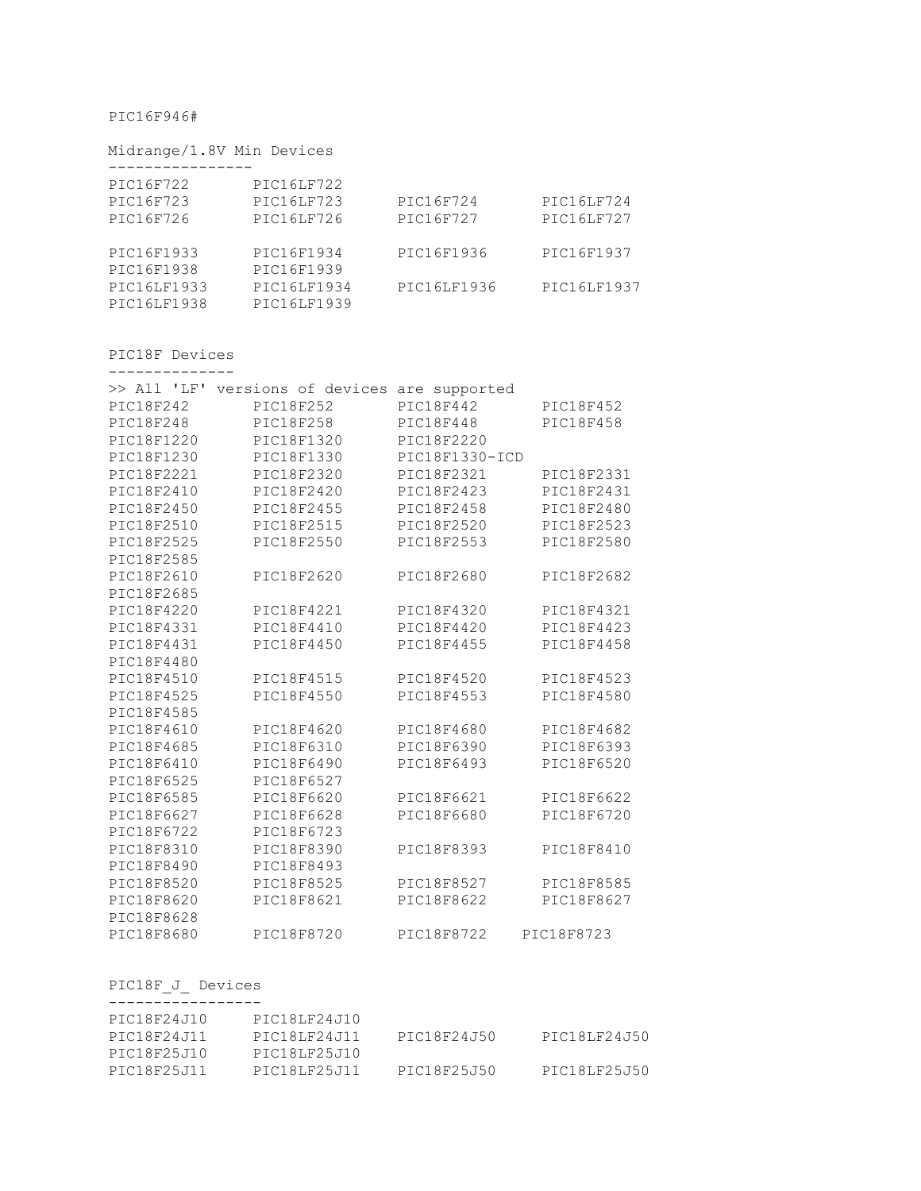PIC16F946#

Midrange/1.8V Min Devices

```
PIC16F722       PIC16LF722
PIC16F723       PIC16LF723      PIC16F724       PIC16LF724
PIC16F726       PIC16LF726      PIC16F727       PIC16LF727

PIC16F1933      PIC16F1934      PIC16F1936      PIC16F1937
PIC16F1938      PIC16F1939
PIC16LF1933     PIC16LF1934     PIC16LF1936     PIC16LF1937
PIC16LF1938     PIC16LF1939
```

PIC18F Devices

```
>> All 'LF' versions of devices are supported
PIC18F242       PIC18F252       PIC18F442       PIC18F452
PIC18F248       PIC18F258       PIC18F448       PIC18F458
PIC18F1220      PIC18F1320      PIC18F2220
PIC18F1230      PIC18F1330      PIC18F1330-ICD
PIC18F2221      PIC18F2320      PIC18F2321      PIC18F2331
PIC18F2410      PIC18F2420      PIC18F2423      PIC18F2431
PIC18F2450      PIC18F2455      PIC18F2458      PIC18F2480
PIC18F2510      PIC18F2515      PIC18F2520      PIC18F2523
PIC18F2525      PIC18F2550      PIC18F2553      PIC18F2580
PIC18F2585
PIC18F2610      PIC18F2620      PIC18F2680      PIC18F2682
PIC18F2685
PIC18F4220      PIC18F4221      PIC18F4320      PIC18F4321
PIC18F4331      PIC18F4410      PIC18F4420      PIC18F4423
PIC18F4431      PIC18F4450      PIC18F4455      PIC18F4458
PIC18F4480
PIC18F4510      PIC18F4515      PIC18F4520      PIC18F4523
PIC18F4525      PIC18F4550      PIC18F4553      PIC18F4580
PIC18F4585
PIC18F4610      PIC18F4620      PIC18F4680      PIC18F4682
PIC18F4685      PIC18F6310      PIC18F6390      PIC18F6393
PIC18F6410      PIC18F6490      PIC18F6493      PIC18F6520
PIC18F6525      PIC18F6527
PIC18F6585      PIC18F6620      PIC18F6621      PIC18F6622
PIC18F6627      PIC18F6628      PIC18F6680      PIC18F6720
PIC18F6722      PIC18F6723
PIC18F8310      PIC18F8390      PIC18F8393      PIC18F8410
PIC18F8490      PIC18F8493
PIC18F8520      PIC18F8525      PIC18F8527      PIC18F8585
PIC18F8620      PIC18F8621      PIC18F8622      PIC18F8627
PIC18F8628
PIC18F8680      PIC18F8720      PIC18F8722      PIC18F8723
```

PIC18F_J_ Devices

```
PIC18F24J10     PIC18LF24J10
PIC18F24J11     PIC18LF24J11    PIC18F24J50     PIC18LF24J50
PIC18F25J10     PIC18LF25J10
PIC18F25J11     PIC18LF25J11    PIC18F25J50     PIC18LF25J50
```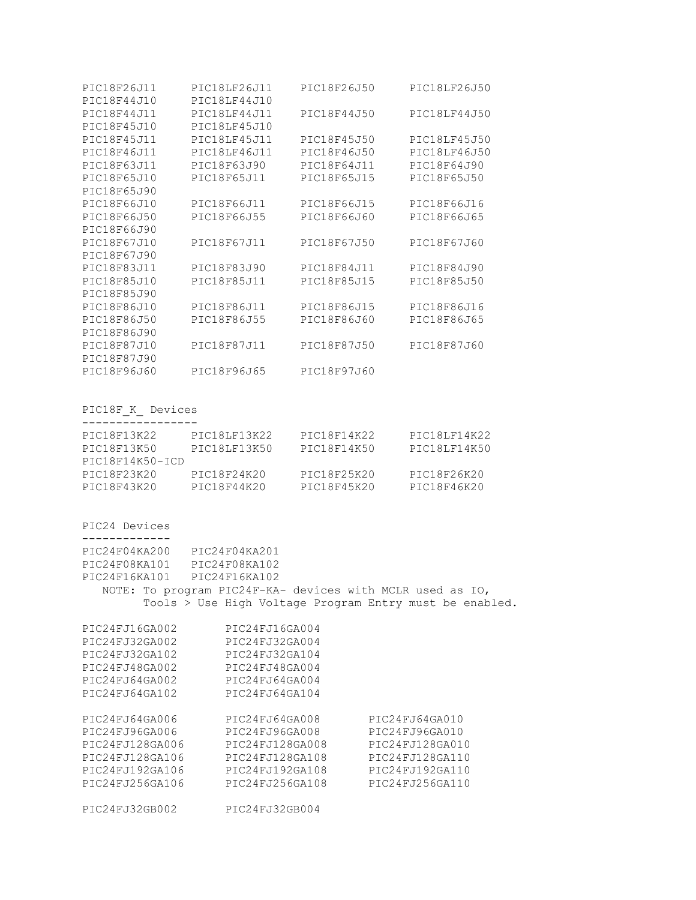```
PIC18F26J11     PIC18LF26J11    PIC18F26J50     PIC18LF26J50
PIC18F44J10     PIC18LF44J10
PIC18F44J11     PIC18LF44J11    PIC18F44J50     PIC18LF44J50
PIC18F45J10     PIC18LF45J10
PIC18F45J11     PIC18LF45J11    PIC18F45J50     PIC18LF45J50
PIC18F46J11     PIC18LF46J11    PIC18F46J50     PIC18LF46J50
PIC18F63J11     PIC18F63J90     PIC18F64J11     PIC18F64J90
PIC18F65J10     PIC18F65J11     PIC18F65J15     PIC18F65J50
PIC18F65J90
PIC18F66J10     PIC18F66J11     PIC18F66J15     PIC18F66J16
PIC18F66J50     PIC18F66J55     PIC18F66J60     PIC18F66J65
PIC18F66J90
PIC18F67J10     PIC18F67J11     PIC18F67J50     PIC18F67J60
PIC18F67J90
PIC18F83J11     PIC18F83J90     PIC18F84J11     PIC18F84J90
PIC18F85J10     PIC18F85J11     PIC18F85J15     PIC18F85J50
PIC18F85J90
PIC18F86J10     PIC18F86J11     PIC18F86J15     PIC18F86J16
PIC18F86J50     PIC18F86J55     PIC18F86J60     PIC18F86J65
PIC18F86J90
PIC18F87J10     PIC18F87J11     PIC18F87J50     PIC18F87J60
PIC18F87J90
PIC18F96J60     PIC18F96J65     PIC18F97J60


PIC18F_K_ Devices
-----------------
PIC18F13K22     PIC18LF13K22    PIC18F14K22     PIC18LF14K22
PIC18F13K50     PIC18LF13K50    PIC18F14K50     PIC18LF14K50
PIC18F14K50-ICD
PIC18F23K20     PIC18F24K20     PIC18F25K20     PIC18F26K20
PIC18F43K20     PIC18F44K20     PIC18F45K20     PIC18F46K20


PIC24 Devices
-------------
PIC24F04KA200   PIC24F04KA201
PIC24F08KA101   PIC24F08KA102
PIC24F16KA101   PIC24F16KA102
   NOTE: To program PIC24F-KA- devices with MCLR used as IO,
         Tools > Use High Voltage Program Entry must be enabled.

PIC24FJ16GA002       PIC24FJ16GA004
PIC24FJ32GA002       PIC24FJ32GA004
PIC24FJ32GA102       PIC24FJ32GA104
PIC24FJ48GA002       PIC24FJ48GA004
PIC24FJ64GA002       PIC24FJ64GA004
PIC24FJ64GA102       PIC24FJ64GA104

PIC24FJ64GA006       PIC24FJ64GA008       PIC24FJ64GA010
PIC24FJ96GA006       PIC24FJ96GA008       PIC24FJ96GA010
PIC24FJ128GA006      PIC24FJ128GA008      PIC24FJ128GA010
PIC24FJ128GA106      PIC24FJ128GA108      PIC24FJ128GA110
PIC24FJ192GA106      PIC24FJ192GA108      PIC24FJ192GA110
PIC24FJ256GA106      PIC24FJ256GA108      PIC24FJ256GA110

PIC24FJ32GB002       PIC24FJ32GB004
```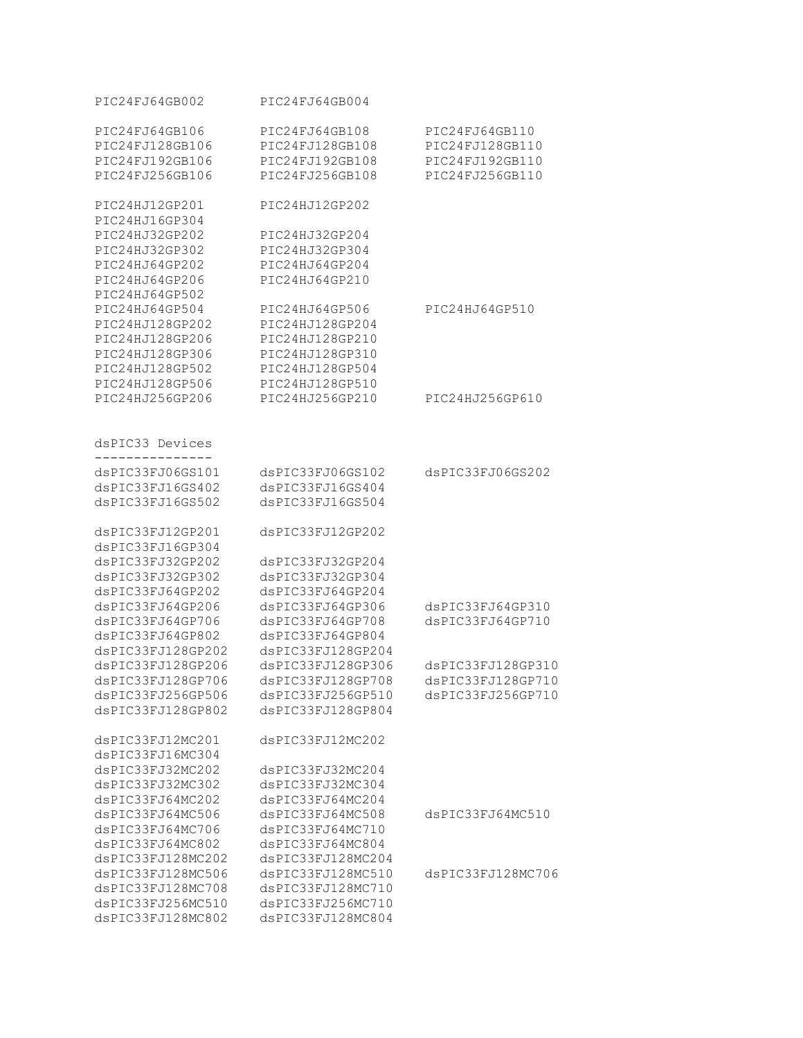```
PIC24FJ64GB002      PIC24FJ64GB004

PIC24FJ64GB106      PIC24FJ64GB108      PIC24FJ64GB110
PIC24FJ128GB106     PIC24FJ128GB108     PIC24FJ128GB110
PIC24FJ192GB106     PIC24FJ192GB108     PIC24FJ192GB110
PIC24FJ256GB106     PIC24FJ256GB108     PIC24FJ256GB110

PIC24HJ12GP201      PIC24HJ12GP202
PIC24HJ16GP304
PIC24HJ32GP202      PIC24HJ32GP204
PIC24HJ32GP302      PIC24HJ32GP304
PIC24HJ64GP202      PIC24HJ64GP204
PIC24HJ64GP206      PIC24HJ64GP210
PIC24HJ64GP502
PIC24HJ64GP504      PIC24HJ64GP506      PIC24HJ64GP510
PIC24HJ128GP202     PIC24HJ128GP204
PIC24HJ128GP206     PIC24HJ128GP210
PIC24HJ128GP306     PIC24HJ128GP310
PIC24HJ128GP502     PIC24HJ128GP504
PIC24HJ128GP506     PIC24HJ128GP510
PIC24HJ256GP206     PIC24HJ256GP210     PIC24HJ256GP610


dsPIC33 Devices
---------------
dsPIC33FJ06GS101    dsPIC33FJ06GS102    dsPIC33FJ06GS202
dsPIC33FJ16GS402    dsPIC33FJ16GS404
dsPIC33FJ16GS502    dsPIC33FJ16GS504

dsPIC33FJ12GP201    dsPIC33FJ12GP202
dsPIC33FJ16GP304
dsPIC33FJ32GP202    dsPIC33FJ32GP204
dsPIC33FJ32GP302    dsPIC33FJ32GP304
dsPIC33FJ64GP202    dsPIC33FJ64GP204
dsPIC33FJ64GP206    dsPIC33FJ64GP306    dsPIC33FJ64GP310
dsPIC33FJ64GP706    dsPIC33FJ64GP708    dsPIC33FJ64GP710
dsPIC33FJ64GP802    dsPIC33FJ64GP804
dsPIC33FJ128GP202   dsPIC33FJ128GP204
dsPIC33FJ128GP206   dsPIC33FJ128GP306   dsPIC33FJ128GP310
dsPIC33FJ128GP706   dsPIC33FJ128GP708   dsPIC33FJ128GP710
dsPIC33FJ256GP506   dsPIC33FJ256GP510   dsPIC33FJ256GP710
dsPIC33FJ128GP802   dsPIC33FJ128GP804

dsPIC33FJ12MC201    dsPIC33FJ12MC202
dsPIC33FJ16MC304
dsPIC33FJ32MC202    dsPIC33FJ32MC204
dsPIC33FJ32MC302    dsPIC33FJ32MC304
dsPIC33FJ64MC202    dsPIC33FJ64MC204
dsPIC33FJ64MC506    dsPIC33FJ64MC508    dsPIC33FJ64MC510
dsPIC33FJ64MC706    dsPIC33FJ64MC710
dsPIC33FJ64MC802    dsPIC33FJ64MC804
dsPIC33FJ128MC202   dsPIC33FJ128MC204
dsPIC33FJ128MC506   dsPIC33FJ128MC510   dsPIC33FJ128MC706
dsPIC33FJ128MC708   dsPIC33FJ128MC710
dsPIC33FJ256MC510   dsPIC33FJ256MC710
dsPIC33FJ128MC802   dsPIC33FJ128MC804
```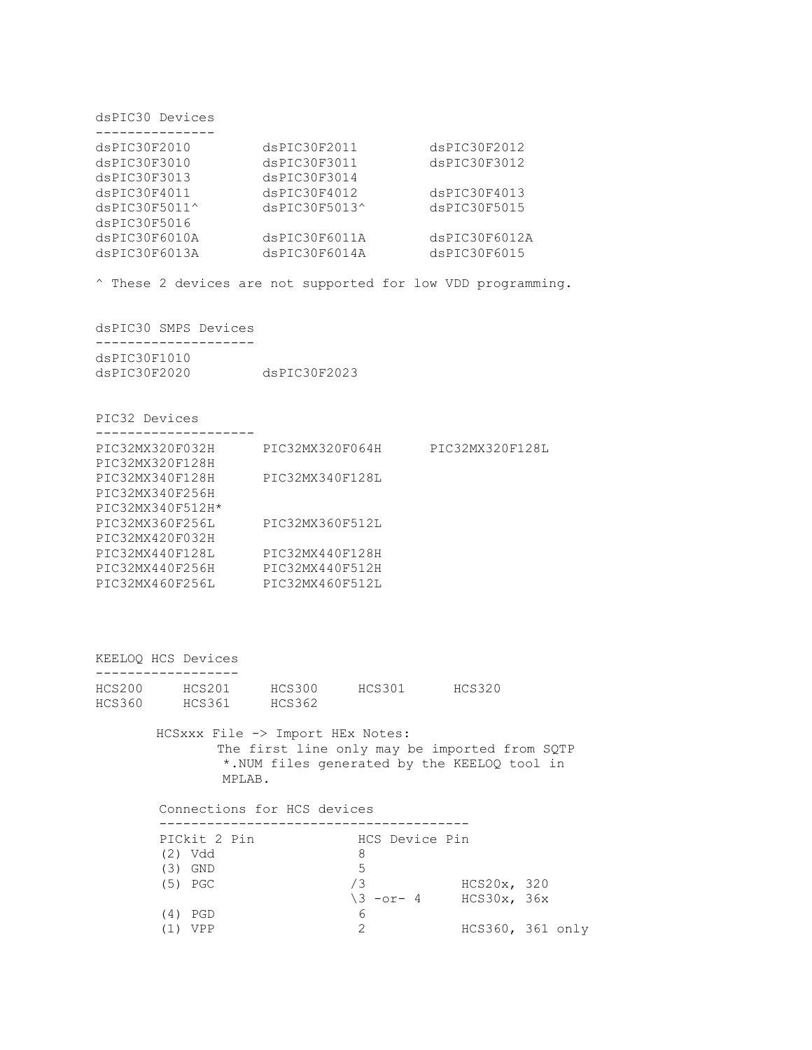## dsPIC30 Devices

| | | |
|---|---|---|
| dsPIC30F2010 | dsPIC30F2011 | dsPIC30F2012 |
| dsPIC30F3010 | dsPIC30F3011 | dsPIC30F3012 |
| dsPIC30F3013 | dsPIC30F3014 | |
| dsPIC30F4011 | dsPIC30F4012 | dsPIC30F4013 |
| dsPIC30F5011^ | dsPIC30F5013^ | dsPIC30F5015 |
| dsPIC30F5016 | | |
| dsPIC30F6010A | dsPIC30F6011A | dsPIC30F6012A |
| dsPIC30F6013A | dsPIC30F6014A | dsPIC30F6015 |

^ These 2 devices are not supported for low VDD programming.

## dsPIC30 SMPS Devices

| | |
|---|---|
| dsPIC30F1010 | |
| dsPIC30F2020 | dsPIC30F2023 |

## PIC32 Devices

| | | |
|---|---|---|
| PIC32MX320F032H | PIC32MX320F064H | PIC32MX320F128L |
| PIC32MX320F128H | | |
| PIC32MX340F128H | PIC32MX340F128L | |
| PIC32MX340F256H | | |
| PIC32MX340F512H* | | |
| PIC32MX360F256L | PIC32MX360F512L | |
| PIC32MX420F032H | | |
| PIC32MX440F128L | PIC32MX440F128H | |
| PIC32MX440F256H | PIC32MX440F512H | |
| PIC32MX460F256L | PIC32MX460F512L | |

## KEELOQ HCS Devices

| | | | | |
|---|---|---|---|---|
| HCS200 | HCS201 | HCS300 | HCS301 | HCS320 |
| HCS360 | HCS361 | HCS362 | | |

HCSxxx File -> Import HEx Notes:
The first line only may be imported from SQTP *.NUM files generated by the KEELOQ tool in MPLAB.

### Connections for HCS devices

| PICkit 2 Pin | HCS Device Pin | |
|---|---|---|
| (2) Vdd | 8 | |
| (3) GND | 5 | |
| (5) PGC | /3 | HCS20x, 320 |
| | \3 -or- 4 | HCS30x, 36x |
| (4) PGD | 6 | |
| (1) VPP | 2 | HCS360, 361 only |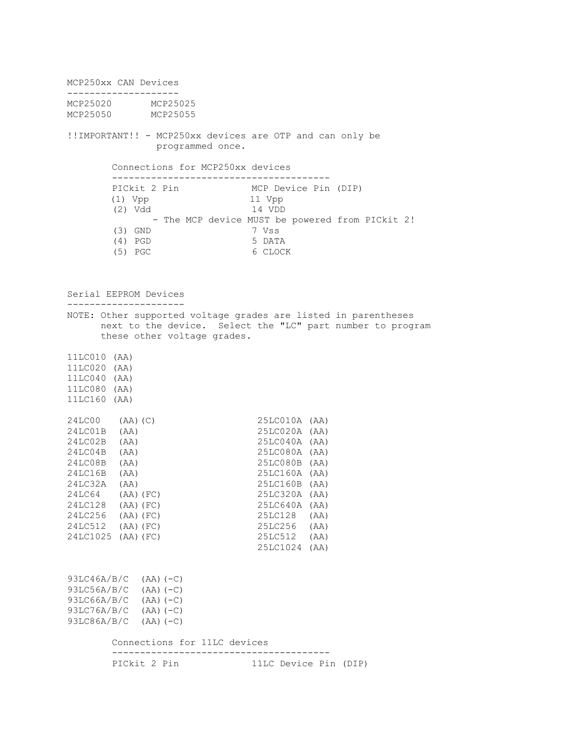## MCP250xx CAN Devices

```
MCP25020       MCP25025
MCP25050       MCP25055
```

!!IMPORTANT!! - MCP250xx devices are OTP and can only be programmed once.

```
        Connections for MCP250xx devices
        ---------------------------------------
        PICkit 2 Pin             MCP Device Pin (DIP)
        (1) Vpp                  11 Vpp
        (2) Vdd                  14 VDD
            - The MCP device MUST be powered from PICkit 2!
        (3) GND                  7 Vss
        (4) PGD                  5 DATA
        (5) PGC                  6 CLOCK
```

## Serial EEPROM Devices

NOTE: Other supported voltage grades are listed in parentheses next to the device. Select the "LC" part number to program these other voltage grades.

```
11LC010 (AA)
11LC020 (AA)
11LC040 (AA)
11LC080 (AA)
11LC160 (AA)

24LC00   (AA)(C)                  25LC010A (AA)
24LC01B  (AA)                     25LC020A (AA)
24LC02B  (AA)                     25LC040A (AA)
24LC04B  (AA)                     25LC080A (AA)
24LC08B  (AA)                     25LC080B (AA)
24LC16B  (AA)                     25LC160A (AA)
24LC32A  (AA)                     25LC160B (AA)
24LC64   (AA)(FC)                 25LC320A (AA)
24LC128  (AA)(FC)                 25LC640A (AA)
24LC256  (AA)(FC)                 25LC128  (AA)
24LC512  (AA)(FC)                 25LC256  (AA)
24LC1025 (AA)(FC)                 25LC512  (AA)
                                  25LC1024 (AA)

93LC46A/B/C  (AA)(-C)
93LC56A/B/C  (AA)(-C)
93LC66A/B/C  (AA)(-C)
93LC76A/B/C  (AA)(-C)
93LC86A/B/C  (AA)(-C)
```

```
        Connections for 11LC devices
        ---------------------------------------
        PICkit 2 Pin             11LC Device Pin (DIP)
```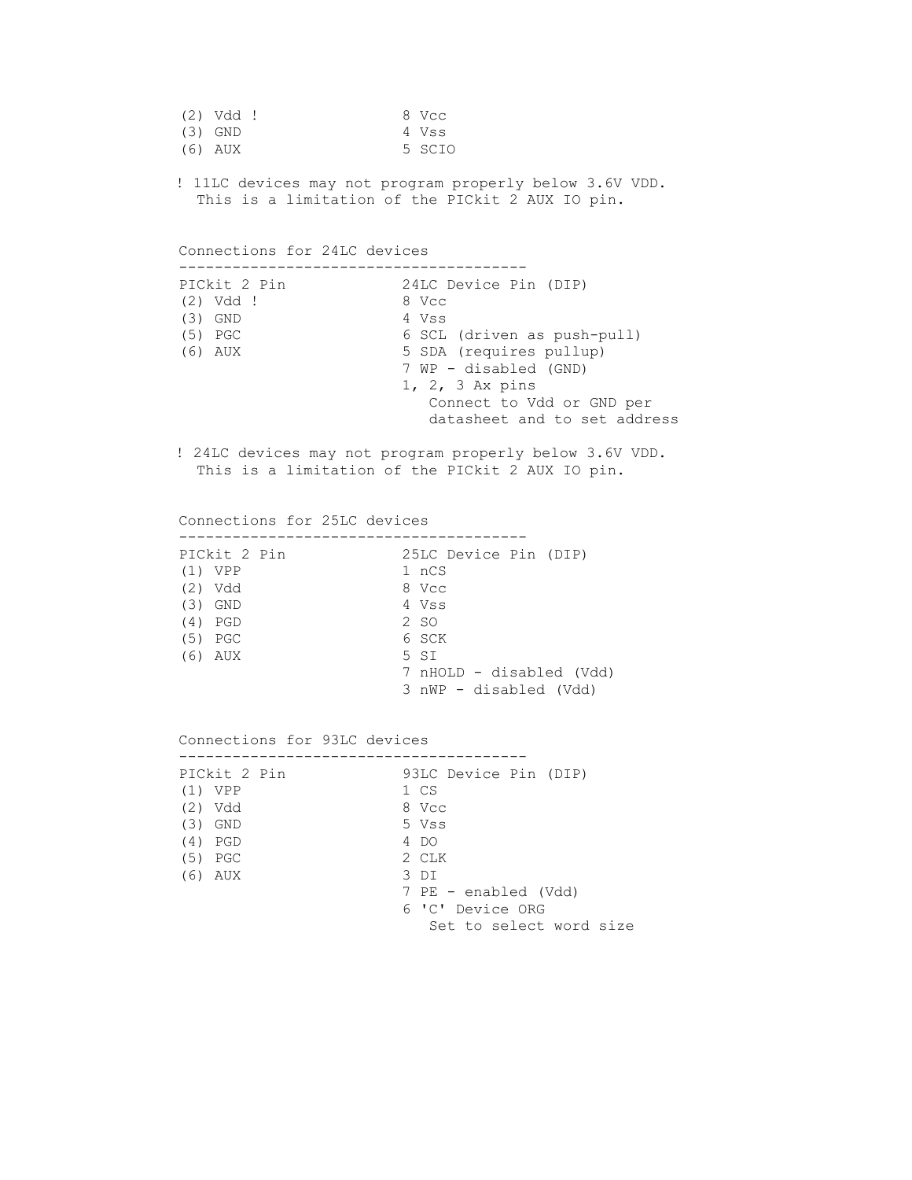```
(2) Vdd !                8 Vcc
(3) GND                  4 Vss
(6) AUX                  5 SCIO

! 11LC devices may not program properly below 3.6V VDD.
  This is a limitation of the PICkit 2 AUX IO pin.


Connections for 24LC devices
---------------------------------------
PICkit 2 Pin             24LC Device Pin (DIP)
(2) Vdd !                8 Vcc
(3) GND                  4 Vss
(5) PGC                  6 SCL (driven as push-pull)
(6) AUX                  5 SDA (requires pullup)
                         7 WP - disabled (GND)
                         1, 2, 3 Ax pins
                            Connect to Vdd or GND per
                            datasheet and to set address

! 24LC devices may not program properly below 3.6V VDD.
  This is a limitation of the PICkit 2 AUX IO pin.


Connections for 25LC devices
---------------------------------------
PICkit 2 Pin             25LC Device Pin (DIP)
(1) VPP                  1 nCS
(2) Vdd                  8 Vcc
(3) GND                  4 Vss
(4) PGD                  2 SO
(5) PGC                  6 SCK
(6) AUX                  5 SI
                         7 nHOLD - disabled (Vdd)
                         3 nWP - disabled (Vdd)


Connections for 93LC devices
---------------------------------------
PICkit 2 Pin             93LC Device Pin (DIP)
(1) VPP                  1 CS
(2) Vdd                  8 Vcc
(3) GND                  5 Vss
(4) PGD                  4 DO
(5) PGC                  2 CLK
(6) AUX                  3 DI
                         7 PE - enabled (Vdd)
                         6 'C' Device ORG
                            Set to select word size
```